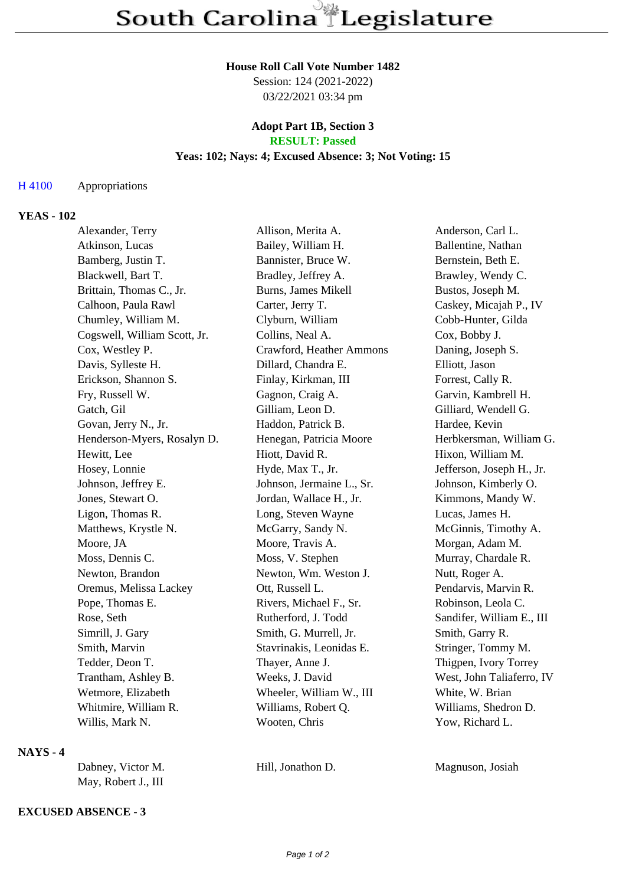**House Roll Call Vote Number 1482**
Session: 124 (2021-2022)
03/22/2021 03:34 pm

**Adopt Part 1B, Section 3**
**RESULT: Passed**
**Yeas: 102; Nays: 4; Excused Absence: 3; Not Voting: 15**

H 4100 Appropriations

**YEAS - 102**

| | | |
|---|---|---|
| Alexander, Terry | Allison, Merita A. | Anderson, Carl L. |
| Atkinson, Lucas | Bailey, William H. | Ballentine, Nathan |
| Bamberg, Justin T. | Bannister, Bruce W. | Bernstein, Beth E. |
| Blackwell, Bart T. | Bradley, Jeffrey A. | Brawley, Wendy C. |
| Brittain, Thomas C., Jr. | Burns, James Mikell | Bustos, Joseph M. |
| Calhoon, Paula Rawl | Carter, Jerry T. | Caskey, Micajah P., IV |
| Chumley, William M. | Clyburn, William | Cobb-Hunter, Gilda |
| Cogswell, William Scott, Jr. | Collins, Neal A. | Cox, Bobby J. |
| Cox, Westley P. | Crawford, Heather Ammons | Daning, Joseph S. |
| Davis, Sylleste H. | Dillard, Chandra E. | Elliott, Jason |
| Erickson, Shannon S. | Finlay, Kirkman, III | Forrest, Cally R. |
| Fry, Russell W. | Gagnon, Craig A. | Garvin, Kambrell H. |
| Gatch, Gil | Gilliam, Leon D. | Gilliard, Wendell G. |
| Govan, Jerry N., Jr. | Haddon, Patrick B. | Hardee, Kevin |
| Henderson-Myers, Rosalyn D. | Henegan, Patricia Moore | Herbkersman, William G. |
| Hewitt, Lee | Hiott, David R. | Hixon, William M. |
| Hosey, Lonnie | Hyde, Max T., Jr. | Jefferson, Joseph H., Jr. |
| Johnson, Jeffrey E. | Johnson, Jermaine L., Sr. | Johnson, Kimberly O. |
| Jones, Stewart O. | Jordan, Wallace H., Jr. | Kimmons, Mandy W. |
| Ligon, Thomas R. | Long, Steven Wayne | Lucas, James H. |
| Matthews, Krystle N. | McGarry, Sandy N. | McGinnis, Timothy A. |
| Moore, JA | Moore, Travis A. | Morgan, Adam M. |
| Moss, Dennis C. | Moss, V. Stephen | Murray, Chardale R. |
| Newton, Brandon | Newton, Wm. Weston J. | Nutt, Roger A. |
| Oremus, Melissa Lackey | Ott, Russell L. | Pendarvis, Marvin R. |
| Pope, Thomas E. | Rivers, Michael F., Sr. | Robinson, Leola C. |
| Rose, Seth | Rutherford, J. Todd | Sandifer, William E., III |
| Simrill, J. Gary | Smith, G. Murrell, Jr. | Smith, Garry R. |
| Smith, Marvin | Stavrinakis, Leonidas E. | Stringer, Tommy M. |
| Tedder, Deon T. | Thayer, Anne J. | Thigpen, Ivory Torrey |
| Trantham, Ashley B. | Weeks, J. David | West, John Taliaferro, IV |
| Wetmore, Elizabeth | Wheeler, William W., III | White, W. Brian |
| Whitmire, William R. | Williams, Robert Q. | Williams, Shedron D. |
| Willis, Mark N. | Wooten, Chris | Yow, Richard L. |

**NAYS - 4**

| | | |
|---|---|---|
| Dabney, Victor M. | Hill, Jonathon D. | Magnuson, Josiah |
| May, Robert J., III | | |

**EXCUSED ABSENCE - 3**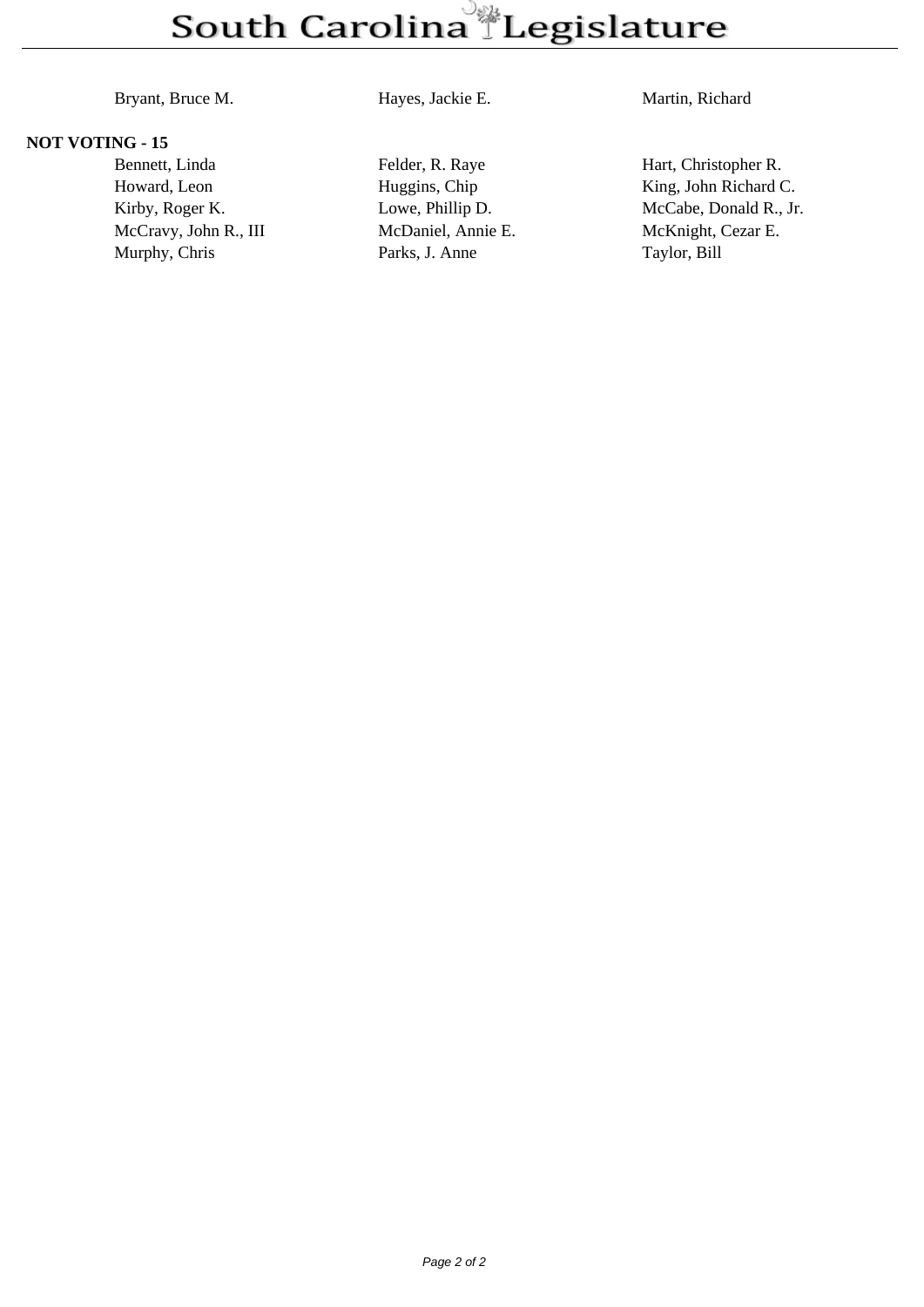| | | |
|---|---|---|
| Bryant, Bruce M. | Hayes, Jackie E. | Martin, Richard |

**NOT VOTING - 15**

| | | |
|---|---|---|
| Bennett, Linda | Felder, R. Raye | Hart, Christopher R. |
| Howard, Leon | Huggins, Chip | King, John Richard C. |
| Kirby, Roger K. | Lowe, Phillip D. | McCabe, Donald R., Jr. |
| McCravy, John R., III | McDaniel, Annie E. | McKnight, Cezar E. |
| Murphy, Chris | Parks, J. Anne | Taylor, Bill |